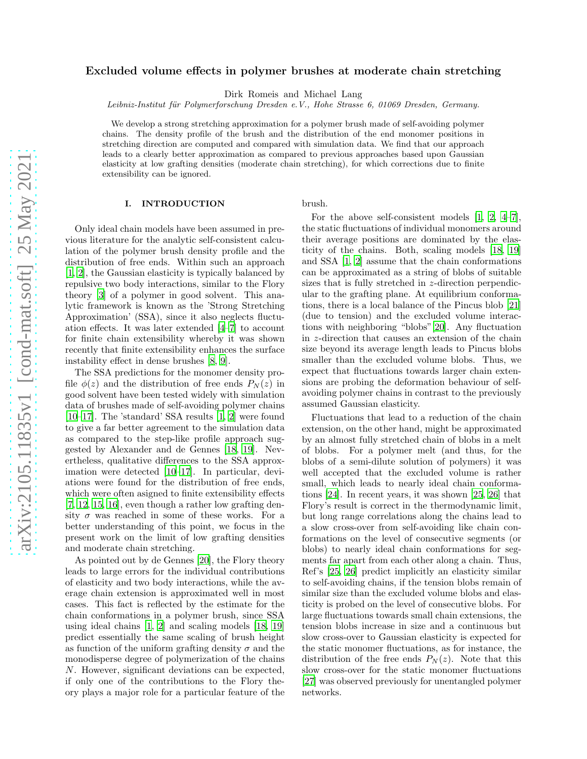# Excluded volume effects in polymer brushes at moderate chain stretching

Dirk Romeis and Michael Lang

*Leibniz-Institut für Polymerforschung Dresden e.V., Hohe Strasse 6, 01069 Dresden, Germany.*

We develop a strong stretching approximation for a polymer brush made of self-avoiding polymer chains. The density profile of the brush and the distribution of the end monomer positions in stretching direction are computed and compared with simulation data. We find that our approach leads to a clearly better approximation as compared to previous approaches based upon Gaussian elasticity at low grafting densities (moderate chain stretching), for which corrections due to finite extensibility can be ignored.

## I. INTRODUCTION

Only ideal chain models have been assumed in previous literature for the analytic self-consistent calculation of the polymer brush density profile and the distribution of free ends. Within such an approach [1, 2], the Gaussian elasticity is typically balanced by repulsive two body interactions, similar to the Flory theory [3] of a polymer in good solvent. This analytic framework is known as the 'Strong Stretching Approximation' (SSA), since it also neglects fluctuation effects. It was later extended [4–7] to account for finite chain extensibility whereby it was shown recently that finite extensibility enhances the surface instability effect in dense brushes [8, 9].

The SSA predictions for the monomer density profile $\phi(z)$ and the distribution of free ends $P_N(z)$ in good solvent have been tested widely with simulation data of brushes made of self-avoiding polymer chains [10–17]. The 'standard' SSA results [1, 2] were found to give a far better agreement to the simulation data as compared to the step-like profile approach suggested by Alexander and de Gennes [18, 19]. Nevertheless, qualitative differences to the SSA approximation were detected [10–17]. In particular, deviations were found for the distribution of free ends, which were often asigned to finite extensibility effects [7, 12, 15, 16], even though a rather low grafting density $\sigma$ was reached in some of these works. For a better understanding of this point, we focus in the present work on the limit of low grafting densities and moderate chain stretching.

As pointed out by de Gennes [20], the Flory theory leads to large errors for the individual contributions of elasticity and two body interactions, while the average chain extension is approximated well in most cases. This fact is reflected by the estimate for the chain conformations in a polymer brush, since SSA using ideal chains [1, 2] and scaling models [18, 19] predict essentially the same scaling of brush height as function of the uniform grafting density $\sigma$ and the monodisperse degree of polymerization of the chains $N$. However, significant deviations can be expected, if only one of the contributions to the Flory theory plays a major role for a particular feature of the brush.

For the above self-consistent models [1, 2, 4–7], the static fluctuations of individual monomers around their average positions are dominated by the elasticity of the chains. Both, scaling models [18, 19] and SSA [1, 2] assume that the chain conformations can be approximated as a string of blobs of suitable sizes that is fully stretched in $z$-direction perpendicular to the grafting plane. At equilibrium conformations, there is a local balance of the Pincus blob [21] (due to tension) and the excluded volume interactions with neighboring "blobs"[20]. Any fluctuation in $z$-direction that causes an extension of the chain size beyond its average length leads to Pincus blobs smaller than the excluded volume blobs. Thus, we expect that fluctuations towards larger chain extensions are probing the deformation behaviour of self-avoiding polymer chains in contrast to the previously assumed Gaussian elasticity.

Fluctuations that lead to a reduction of the chain extension, on the other hand, might be approximated by an almost fully stretched chain of blobs in a melt of blobs. For a polymer melt (and thus, for the blobs of a semi-dilute solution of polymers) it was well accepted that the excluded volume is rather small, which leads to nearly ideal chain conformations [24]. In recent years, it was shown [25, 26] that Flory's result is correct in the thermodynamic limit, but long range correlations along the chains lead to a slow cross-over from self-avoiding like chain conformations on the level of consecutive segments (or blobs) to nearly ideal chain conformations for segments far apart from each other along a chain. Thus, Ref's [25, 26] predict implicitly an elasticity similar to self-avoiding chains, if the tension blobs remain of similar size than the excluded volume blobs and elasticity is probed on the level of consecutive blobs. For large fluctuations towards small chain extensions, the tension blobs increase in size and a continuous but slow cross-over to Gaussian elasticity is expected for the static monomer fluctuations, as for instance, the distribution of the free ends $P_N(z)$. Note that this slow cross-over for the static monomer fluctuations [27] was observed previously for unentangled polymer networks.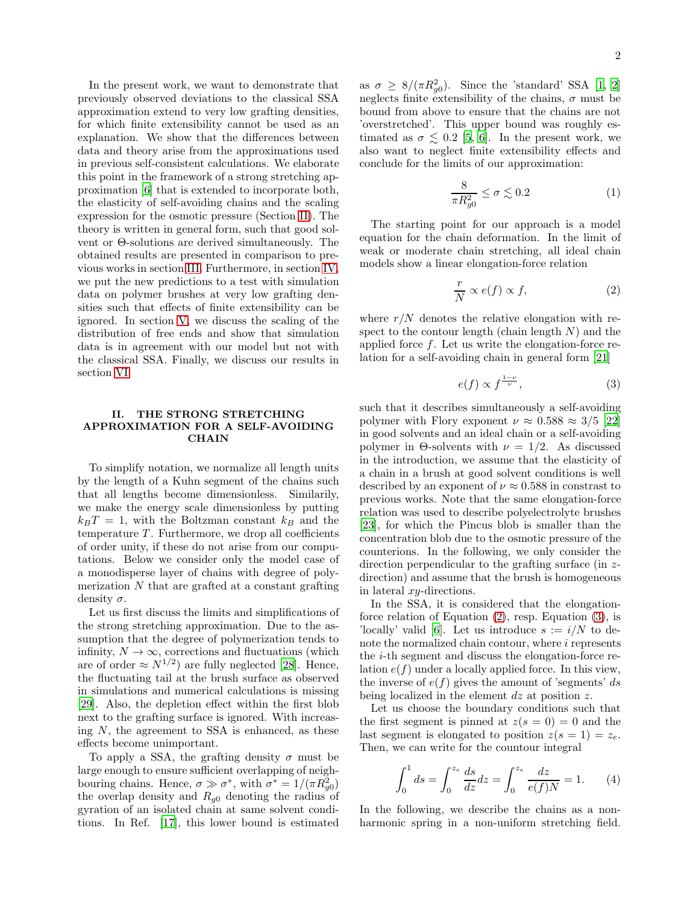In the present work, we want to demonstrate that previously observed deviations to the classical SSA approximation extend to very low grafting densities, for which finite extensibility cannot be used as an explanation. We show that the differences between data and theory arise from the approximations used in previous self-consistent calculations. We elaborate this point in the framework of a strong stretching approximation [6] that is extended to incorporate both, the elasticity of self-avoiding chains and the scaling expression for the osmotic pressure (Section II). The theory is written in general form, such that good solvent or Θ-solutions are derived simultaneously. The obtained results are presented in comparison to previous works in section III. Furthermore, in section IV, we put the new predictions to a test with simulation data on polymer brushes at very low grafting densities such that effects of finite extensibility can be ignored. In section V, we discuss the scaling of the distribution of free ends and show that simulation data is in agreement with our model but not with the classical SSA. Finally, we discuss our results in section VI.

## II. THE STRONG STRETCHING APPROXIMATION FOR A SELF-AVOIDING CHAIN

To simplify notation, we normalize all length units by the length of a Kuhn segment of the chains such that all lengths become dimensionless. Similarily, we make the energy scale dimensionless by putting $k_BT = 1$, with the Boltzman constant $k_B$ and the temperature $T$. Furthermore, we drop all coefficients of order unity, if these do not arise from our computations. Below we consider only the model case of a monodisperse layer of chains with degree of polymerization $N$ that are grafted at a constant grafting density $\sigma$.

Let us first discuss the limits and simplifications of the strong stretching approximation. Due to the assumption that the degree of polymerization tends to infinity, $N \to \infty$, corrections and fluctuations (which are of order $\approx N^{1/2}$) are fully neglected [28]. Hence, the fluctuating tail at the brush surface as observed in simulations and numerical calculations is missing [29]. Also, the depletion effect within the first blob next to the grafting surface is ignored. With increasing $N$, the agreement to SSA is enhanced, as these effects become unimportant.

To apply a SSA, the grafting density $\sigma$ must be large enough to ensure sufficient overlapping of neighbouring chains. Hence, $\sigma \gg \sigma^*$, with $\sigma^* = 1/(\pi R_{g0}^2)$ the overlap density and $R_{g0}$ denoting the radius of gyration of an isolated chain at same solvent conditions. In Ref. [17], this lower bound is estimated as $\sigma \geq 8/(\pi R_{g0}^2)$. Since the 'standard' SSA [1, 2] neglects finite extensibility of the chains, $\sigma$ must be bound from above to ensure that the chains are not 'overstretched'. This upper bound was roughly estimated as $\sigma \lesssim 0.2$ [5, 6]. In the present work, we also want to neglect finite extensibility effects and conclude for the limits of our approximation:

$$\frac{8}{\pi R_{g0}^2} \leq \sigma \lesssim 0.2 \tag{1}$$

The starting point for our approach is a model equation for the chain deformation. In the limit of weak or moderate chain stretching, all ideal chain models show a linear elongation-force relation

$$\frac{r}{N} \propto e(f) \propto f, \tag{2}$$

where $r/N$ denotes the relative elongation with respect to the contour length (chain length $N$) and the applied force $f$. Let us write the elongation-force relation for a self-avoiding chain in general form [21]

$$e(f) \propto f^{\frac{1-\nu}{\nu}}, \tag{3}$$

such that it describes simultaneously a self-avoiding polymer with Flory exponent $\nu \approx 0.588 \approx 3/5$ [22] in good solvents and an ideal chain or a self-avoiding polymer in Θ-solvents with $\nu = 1/2$. As discussed in the introduction, we assume that the elasticity of a chain in a brush at good solvent conditions is well described by an exponent of $\nu \approx 0.588$ in constrast to previous works. Note that the same elongation-force relation was used to describe polyelectrolyte brushes [23], for which the Pincus blob is smaller than the concentration blob due to the osmotic pressure of the counterions. In the following, we only consider the direction perpendicular to the grafting surface (in $z$-direction) and assume that the brush is homogeneous in lateral $xy$-directions.

In the SSA, it is considered that the elongation-force relation of Equation (2), resp. Equation (3), is 'locally' valid [6]. Let us introduce $s := i/N$ to denote the normalized chain contour, where $i$ represents the $i$-th segment and discuss the elongation-force relation $e(f)$ under a locally applied force. In this view, the inverse of $e(f)$ gives the amount of 'segments' $ds$ being localized in the element $dz$ at position $z$.

Let us choose the boundary conditions such that the first segment is pinned at $z(s = 0) = 0$ and the last segment is elongated to position $z(s = 1) = z_e$. Then, we can write for the countour integral

$$\int_0^1 ds = \int_0^{z_e} \frac{ds}{dz} dz = \int_0^{z_e} \frac{dz}{e(f)N} = 1. \tag{4}$$

In the following, we describe the chains as a non-harmonic spring in a non-uniform stretching field.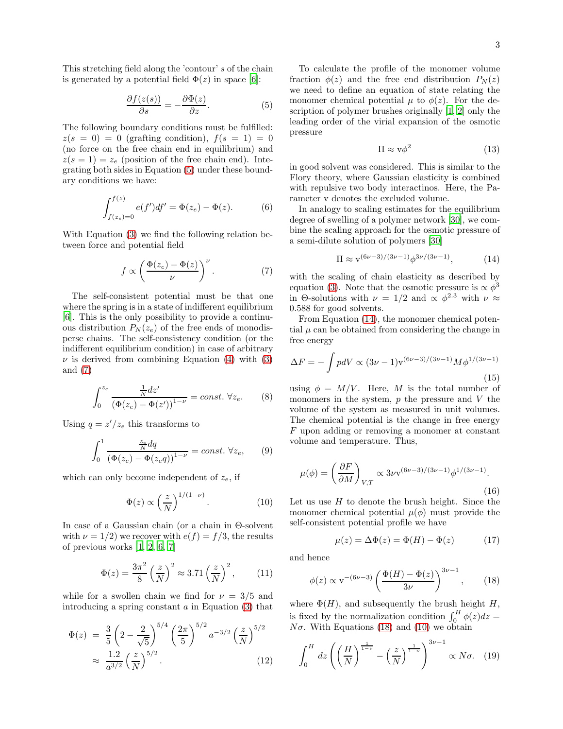This stretching field along the 'contour' $s$ of the chain is generated by a potential field $\Phi(z)$ in space [6]:

$$\frac{\partial f(z(s))}{\partial s} = -\frac{\partial \Phi(z)}{\partial z}. \tag{5}$$

The following boundary conditions must be fulfilled: $z(s=0)=0$ (grafting condition), $f(s=1)=0$ (no force on the free chain end in equilibrium) and $z(s=1)=z_e$ (position of the free chain end). Integrating both sides in Equation (5) under these boundary conditions we have:

$$\int_{f(z_e)=0}^{f(z)} e(f')df' = \Phi(z_e) - \Phi(z). \tag{6}$$

With Equation (3) we find the following relation between force and potential field

$$f \propto \left(\frac{\Phi(z_e)-\Phi(z)}{\nu}\right)^{\nu}. \tag{7}$$

The self-consistent potential must be that one where the spring is in a state of indifferent equilibrium [6]. This is the only possibility to provide a continuous distribution $P_N(z_e)$ of the free ends of monodisperse chains. The self-consistency condition (or the indifferent equilibrium condition) in case of arbitrary $\nu$ is derived from combining Equation (4) with (3) and (7)

$$\int_0^{z_e} \frac{\frac{1}{N}dz'}{\left(\Phi(z_e)-\Phi(z')\right)^{1-\nu}} = const. \; \forall z_e. \tag{8}$$

Using $q = z'/z_e$ this transforms to

$$\int_0^{1} \frac{\frac{z_e}{N}dq}{\left(\Phi(z_e)-\Phi(z_e q)\right)^{1-\nu}} = const. \; \forall z_e, \tag{9}$$

which can only become independent of $z_e$, if

$$\Phi(z) \propto \left(\frac{z}{N}\right)^{1/(1-\nu)}. \tag{10}$$

In case of a Gaussian chain (or a chain in Θ-solvent with $\nu = 1/2$) we recover with $e(f) = f/3$, the results of previous works [1, 2, 6, 7]

$$\Phi(z) = \frac{3\pi^2}{8}\left(\frac{z}{N}\right)^2 \approx 3.71\left(\frac{z}{N}\right)^2, \tag{11}$$

while for a swollen chain we find for $\nu = 3/5$ and introducing a spring constant $a$ in Equation (3) that

$$\begin{aligned}\Phi(z) &= \frac{3}{5}\left(2-\frac{2}{\sqrt{5}}\right)^{5/4}\left(\frac{2\pi}{5}\right)^{5/2} a^{-3/2}\left(\frac{z}{N}\right)^{5/2} \\ &\approx \frac{1.2}{a^{3/2}}\left(\frac{z}{N}\right)^{5/2}.\end{aligned} \tag{12}$$

To calculate the profile of the monomer volume fraction $\phi(z)$ and the free end distribution $P_N(z)$ we need to define an equation of state relating the monomer chemical potential $\mu$ to $\phi(z)$. For the description of polymer brushes originally [1, 2] only the leading order of the virial expansion of the osmotic pressure

$$\Pi \approx \mathrm{v}\phi^2 \tag{13}$$

in good solvent was considered. This is similar to the Flory theory, where Gaussian elasticity is combined with repulsive two body interactinos. Here, the Parameter v denotes the excluded volume.

In analogy to scaling estimates for the equilibrium degree of swelling of a polymer network [30], we combine the scaling approach for the osmotic pressure of a semi-dilute solution of polymers [30]

$$\Pi \approx \mathrm{v}^{(6\nu-3)/(3\nu-1)}\phi^{3\nu/(3\nu-1)}, \tag{14}$$

with the scaling of chain elasticity as described by equation (3). Note that the osmotic pressure is $\propto \phi^3$ in Θ-solutions with $\nu = 1/2$ and $\propto \phi^{2.3}$ with $\nu \approx 0.588$ for good solvents.

From Equation (14), the monomer chemical potential $\mu$ can be obtained from considering the change in free energy

$$\Delta F = -\int p dV \propto (3\nu-1)\mathrm{v}^{(6\nu-3)/(3\nu-1)} M \phi^{1/(3\nu-1)} \tag{15}$$

using $\phi = M/V$. Here, $M$ is the total number of monomers in the system, $p$ the pressure and $V$ the volume of the system as measured in unit volumes. The chemical potential is the change in free energy $F$ upon adding or removing a monomer at constant volume and temperature. Thus,

$$\mu(\phi) = \left(\frac{\partial F}{\partial M}\right)_{V,T} \propto 3\nu \mathrm{v}^{(6\nu-3)/(3\nu-1)}\phi^{1/(3\nu-1)}. \tag{16}$$

Let us use $H$ to denote the brush height. Since the monomer chemical potential $\mu(\phi)$ must provide the self-consistent potential profile we have

$$\mu(z) = \Delta\Phi(z) = \Phi(H) - \Phi(z) \tag{17}$$

and hence

$$\phi(z) \propto \mathrm{v}^{-(6\nu-3)}\left(\frac{\Phi(H)-\Phi(z)}{3\nu}\right)^{3\nu-1}, \tag{18}$$

where $\Phi(H)$, and subsequently the brush height $H$, is fixed by the normalization condition $\int_0^H \phi(z)dz = N\sigma$. With Equations (18) and (10) we obtain

$$\int_0^H dz \left(\left(\frac{H}{N}\right)^{\frac{1}{1-\nu}} - \left(\frac{z}{N}\right)^{\frac{1}{1-\nu}}\right)^{3\nu-1} \propto N\sigma. \tag{19}$$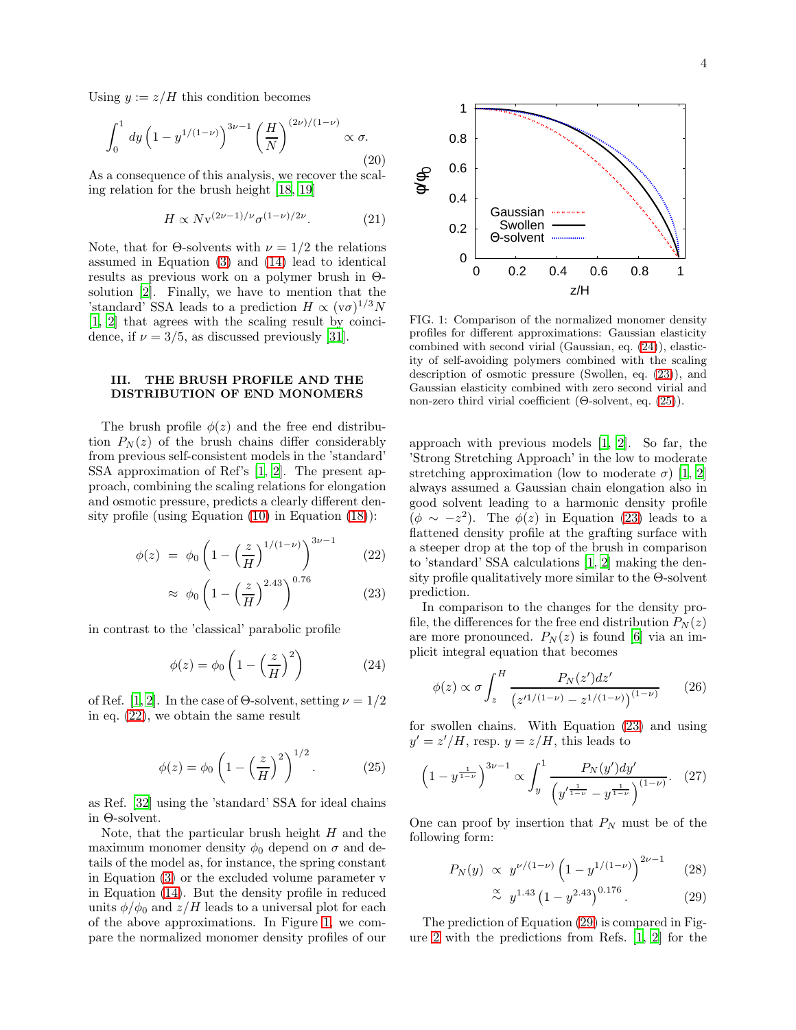Using $y := z/H$ this condition becomes

$$\int_0^1 dy \left(1 - y^{1/(1-\nu)}\right)^{3\nu-1} \left(\frac{H}{N}\right)^{(2\nu)/(1-\nu)} \propto \sigma. \tag{20}$$

As a consequence of this analysis, we recover the scaling relation for the brush height [18, 19]

$$H \propto N \mathrm{v}^{(2\nu-1)/\nu} \sigma^{(1-\nu)/2\nu}. \tag{21}$$

Note, that for Θ-solvents with $\nu = 1/2$ the relations assumed in Equation (3) and (14) lead to identical results as previous work on a polymer brush in Θ-solution [2]. Finally, we have to mention that the 'standard' SSA leads to a prediction $H \propto (\mathrm{v}\sigma)^{1/3} N$ [1, 2] that agrees with the scaling result by coincidence, if $\nu = 3/5$, as discussed previously [31].

## III. THE BRUSH PROFILE AND THE DISTRIBUTION OF END MONOMERS

The brush profile $\phi(z)$ and the free end distribution $P_N(z)$ of the brush chains differ considerably from previous self-consistent models in the 'standard' SSA approximation of Ref's [1, 2]. The present approach, combining the scaling relations for elongation and osmotic pressure, predicts a clearly different density profile (using Equation (10) in Equation (18)):

$$\phi(z) = \phi_0 \left(1 - \left(\frac{z}{H}\right)^{1/(1-\nu)}\right)^{3\nu-1} \tag{22}$$

$$\approx \phi_0 \left(1 - \left(\frac{z}{H}\right)^{2.43}\right)^{0.76} \tag{23}$$

in contrast to the 'classical' parabolic profile

$$\phi(z) = \phi_0 \left(1 - \left(\frac{z}{H}\right)^2\right) \tag{24}$$

of Ref. [1, 2]. In the case of Θ-solvent, setting $\nu = 1/2$ in eq. (22), we obtain the same result

$$\phi(z) = \phi_0 \left(1 - \left(\frac{z}{H}\right)^2\right)^{1/2}. \tag{25}$$

as Ref. [32] using the 'standard' SSA for ideal chains in Θ-solvent.

Note, that the particular brush height $H$ and the maximum monomer density $\phi_0$ depend on $\sigma$ and details of the model as, for instance, the spring constant in Equation (3) or the excluded volume parameter v in Equation (14). But the density profile in reduced units $\phi/\phi_0$ and $z/H$ leads to a universal plot for each of the above approximations. In Figure 1, we compare the normalized monomer density profiles of our approach with previous models [1, 2]. So far, the 'Strong Stretching Approach' in the low to moderate stretching approximation (low to moderate $\sigma$) [1, 2] always assumed a Gaussian chain elongation also in good solvent leading to a harmonic density profile ($\phi \sim -z^2$). The $\phi(z)$ in Equation (23) leads to a flattened density profile at the grafting surface with a steeper drop at the top of the brush in comparison to 'standard' SSA calculations [1, 2] making the density profile qualitatively more similar to the Θ-solvent prediction.

FIG. 1: Comparison of the normalized monomer density profiles for different approximations: Gaussian elasticity combined with second virial (Gaussian, eq. (24)), elasticity of self-avoiding polymers combined with the scaling description of osmotic pressure (Swollen, eq. (23)), and Gaussian elasticity combined with zero second virial and non-zero third virial coefficient (Θ-solvent, eq. (25)).

In comparison to the changes for the density profile, the differences for the free end distribution $P_N(z)$ are more pronounced. $P_N(z)$ is found [6] via an implicit integral equation that becomes

$$\phi(z) \propto \sigma \int_z^H \frac{P_N(z')dz'}{\left(z'^{1/(1-\nu)} - z^{1/(1-\nu)}\right)^{(1-\nu)}} \tag{26}$$

for swollen chains. With Equation (23) and using $y' = z'/H$, resp. $y = z/H$, this leads to

$$\left(1 - y^{\frac{1}{1-\nu}}\right)^{3\nu-1} \propto \int_y^1 \frac{P_N(y')dy'}{\left(y'^{\frac{1}{1-\nu}} - y^{\frac{1}{1-\nu}}\right)^{(1-\nu)}}. \tag{27}$$

One can proof by insertion that $P_N$ must be of the following form:

$$P_N(y) \propto y^{\nu/(1-\nu)} \left(1 - y^{1/(1-\nu)}\right)^{2\nu-1} \tag{28}$$

$$\overset{\approx}{\propto} y^{1.43} \left(1 - y^{2.43}\right)^{0.176}. \tag{29}$$

The prediction of Equation (29) is compared in Figure 2 with the predictions from Refs. [1, 2] for the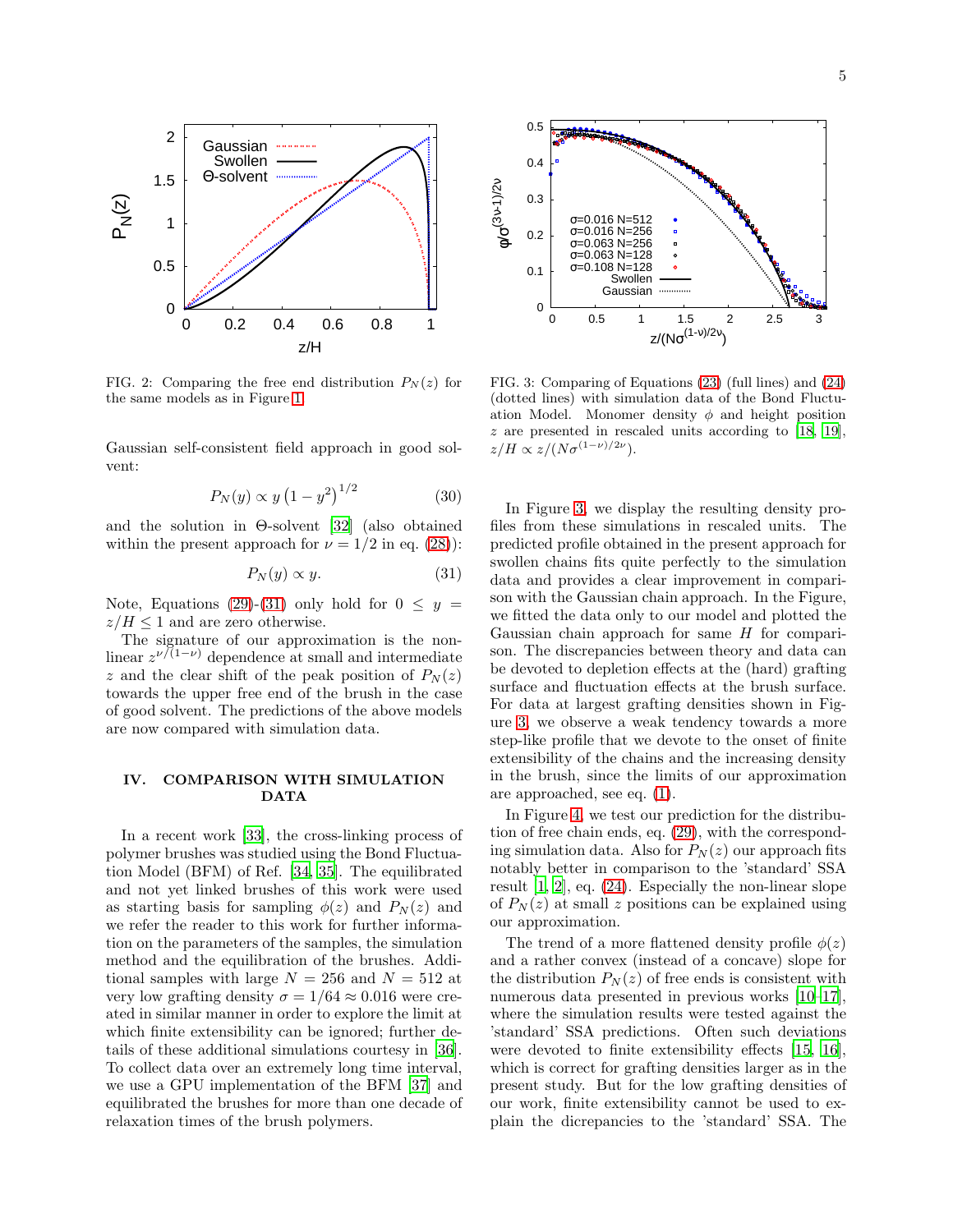FIG. 2: Comparing the free end distribution $P_N(z)$ for the same models as in Figure 1.

FIG. 3: Comparing of Equations (23) (full lines) and (24) (dotted lines) with simulation data of the Bond Fluctuation Model. Monomer density $\phi$ and height position $z$ are presented in rescaled units according to [18, 19], $z/H \propto z/(N\sigma^{(1-\nu)/2\nu})$.

Gaussian self-consistent field approach in good solvent:

$$P_N(y) \propto y\left(1-y^2\right)^{1/2} \tag{30}$$

and the solution in $\Theta$-solvent [32] (also obtained within the present approach for $\nu = 1/2$ in eq. (28)):

$$P_N(y) \propto y. \tag{31}$$

Note, Equations (29)-(31) only hold for $0 \leq y = z/H \leq 1$ and are zero otherwise.

The signature of our approximation is the non-linear $z^{\nu/(1-\nu)}$ dependence at small and intermediate $z$ and the clear shift of the peak position of $P_N(z)$ towards the upper free end of the brush in the case of good solvent. The predictions of the above models are now compared with simulation data.

## IV. COMPARISON WITH SIMULATION DATA

In a recent work [33], the cross-linking process of polymer brushes was studied using the Bond Fluctuation Model (BFM) of Ref. [34, 35]. The equilibrated and not yet linked brushes of this work were used as starting basis for sampling $\phi(z)$ and $P_N(z)$ and we refer the reader to this work for further information on the parameters of the samples, the simulation method and the equilibration of the brushes. Additional samples with large $N = 256$ and $N = 512$ at very low grafting density $\sigma = 1/64 \approx 0.016$ were created in similar manner in order to explore the limit at which finite extensibility can be ignored; further details of these additional simulations courtesy in [36]. To collect data over an extremely long time interval, we use a GPU implementation of the BFM [37] and equilibrated the brushes for more than one decade of relaxation times of the brush polymers.

In Figure 3, we display the resulting density profiles from these simulations in rescaled units. The predicted profile obtained in the present approach for swollen chains fits quite perfectly to the simulation data and provides a clear improvement in comparison with the Gaussian chain approach. In the Figure, we fitted the data only to our model and plotted the Gaussian chain approach for same $H$ for comparison. The discrepancies between theory and data can be devoted to depletion effects at the (hard) grafting surface and fluctuation effects at the brush surface. For data at largest grafting densities shown in Figure 3, we observe a weak tendency towards a more step-like profile that we devote to the onset of finite extensibility of the chains and the increasing density in the brush, since the limits of our approximation are approached, see eq. (1).

In Figure 4, we test our prediction for the distribution of free chain ends, eq. (29), with the corresponding simulation data. Also for $P_N(z)$ our approach fits notably better in comparison to the 'standard' SSA result [1, 2], eq. (24). Especially the non-linear slope of $P_N(z)$ at small $z$ positions can be explained using our approximation.

The trend of a more flattened density profile $\phi(z)$ and a rather convex (instead of a concave) slope for the distribution $P_N(z)$ of free ends is consistent with numerous data presented in previous works [10–17], where the simulation results were tested against the 'standard' SSA predictions. Often such deviations were devoted to finite extensibility effects [15, 16], which is correct for grafting densities larger as in the present study. But for the low grafting densities of our work, finite extensibility cannot be used to explain the dicrepancies to the 'standard' SSA. The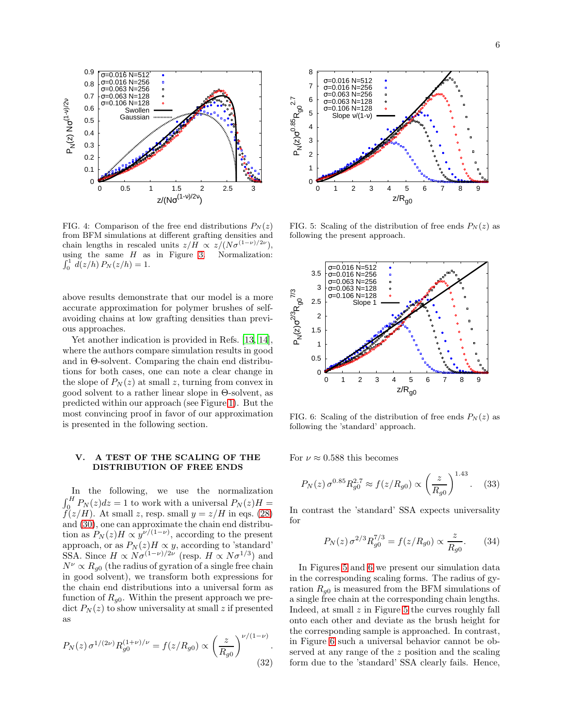FIG. 4: Comparison of the free end distributions $P_N(z)$ from BFM simulations at different grafting densities and chain lengths in rescaled units $z/H \propto z/(N\sigma^{(1-\nu)/2\nu})$, using the same $H$ as in Figure 3. Normalization: $\int_0^1 d(z/h)\, P_N(z/h) = 1$.

FIG. 5: Scaling of the distribution of free ends $P_N(z)$ as following the present approach.

FIG. 6: Scaling of the distribution of free ends $P_N(z)$ as following the 'standard' approach.

above results demonstrate that our model is a more accurate approximation for polymer brushes of self-avoiding chains at low grafting densities than previous approaches.

Yet another indication is provided in Refs. [13, 14], where the authors compare simulation results in good and in Θ-solvent. Comparing the chain end distributions for both cases, one can note a clear change in the slope of $P_N(z)$ at small $z$, turning from convex in good solvent to a rather linear slope in Θ-solvent, as predicted within our approach (see Figure 1). But the most convincing proof in favor of our approximation is presented in the following section.

## V. A TEST OF THE SCALING OF THE DISTRIBUTION OF FREE ENDS

In the following, we use the normalization $\int_0^H P_N(z)dz = 1$ to work with a universal $P_N(z)H = f(z/H)$. At small $z$, resp. small $y = z/H$ in eqs. (28) and (30), one can approximate the chain end distribution as $P_N(z)H \propto y^{\nu/(1-\nu)}$, according to the present approach, or as $P_N(z)H \propto y$, according to 'standard' SSA. Since $H \propto N\sigma^{(1-\nu)/2\nu}$ (resp. $H \propto N\sigma^{1/3}$) and $N^\nu \propto R_{g0}$ (the radius of gyration of a single free chain in good solvent), we transform both expressions for the chain end distributions into a universal form as function of $R_{g0}$. Within the present approach we predict $P_N(z)$ to show universality at small $z$ if presented as

$$P_N(z)\,\sigma^{1/(2\nu)} R_{g0}^{(1+\nu)/\nu} = f(z/R_{g0}) \propto \left(\frac{z}{R_{g0}}\right)^{\nu/(1-\nu)}. \quad (32)$$

For $\nu \approx 0.588$ this becomes

$$P_N(z)\,\sigma^{0.85} R_{g0}^{2.7} \approx f(z/R_{g0}) \propto \left(\frac{z}{R_{g0}}\right)^{1.43}. \quad (33)$$

In contrast the 'standard' SSA expects universality for

$$P_N(z)\,\sigma^{2/3} R_{g0}^{7/3} = f(z/R_{g0}) \propto \frac{z}{R_{g0}}. \quad (34)$$

In Figures 5 and 6 we present our simulation data in the corresponding scaling forms. The radius of gyration $R_{g0}$ is measured from the BFM simulations of a single free chain at the corresponding chain lengths. Indeed, at small $z$ in Figure 5 the curves roughly fall onto each other and deviate as the brush height for the corresponding sample is approached. In contrast, in Figure 6 such a universal behavior cannot be observed at any range of the $z$ position and the scaling form due to the 'standard' SSA clearly fails. Hence,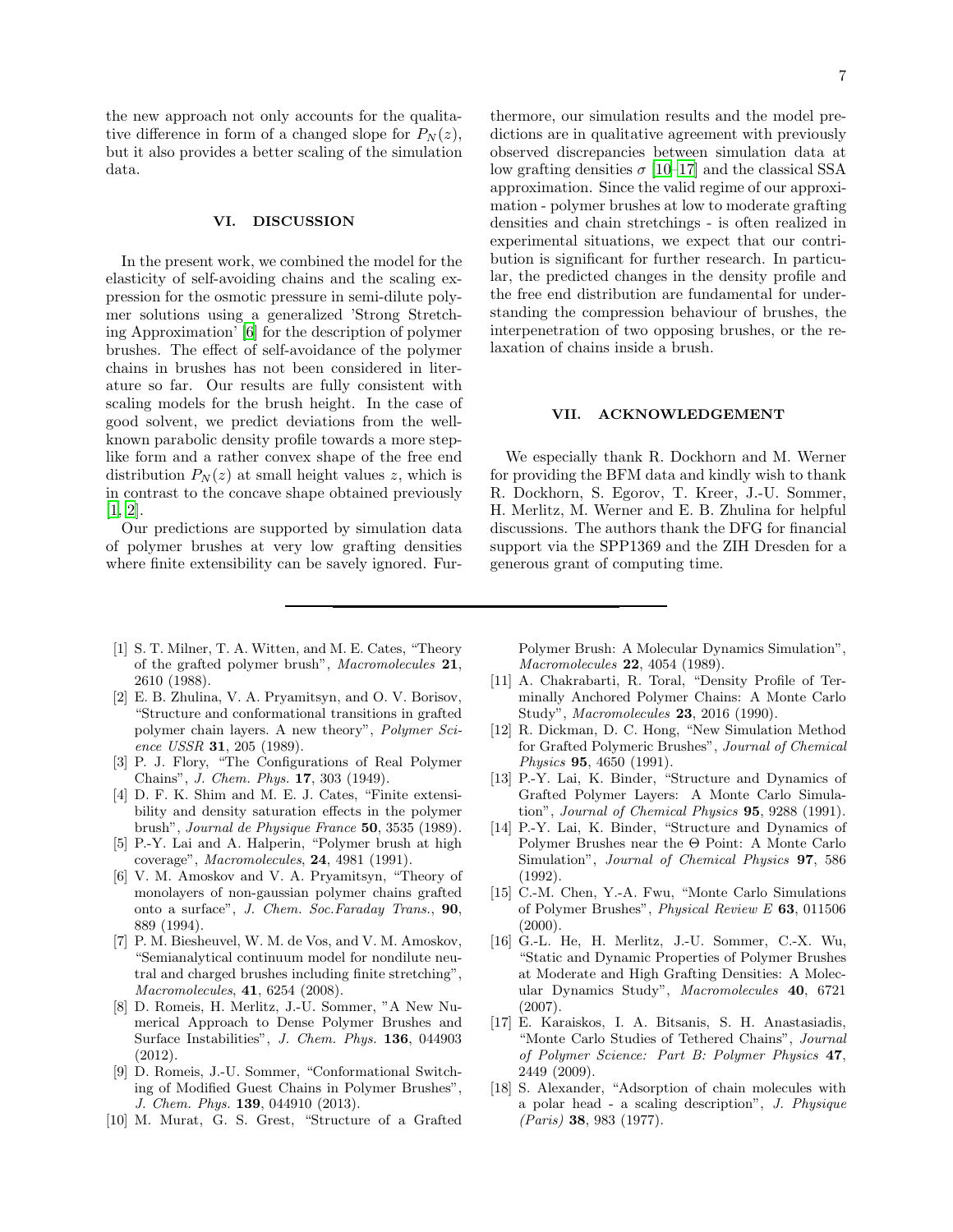the new approach not only accounts for the qualitative difference in form of a changed slope for $P_N(z)$, but it also provides a better scaling of the simulation data.

## VI. DISCUSSION

In the present work, we combined the model for the elasticity of self-avoiding chains and the scaling expression for the osmotic pressure in semi-dilute polymer solutions using a generalized 'Strong Stretching Approximation' [6] for the description of polymer brushes. The effect of self-avoidance of the polymer chains in brushes has not been considered in literature so far. Our results are fully consistent with scaling models for the brush height. In the case of good solvent, we predict deviations from the well-known parabolic density profile towards a more step-like form and a rather convex shape of the free end distribution $P_N(z)$ at small height values $z$, which is in contrast to the concave shape obtained previously [1, 2].

Our predictions are supported by simulation data of polymer brushes at very low grafting densities where finite extensibility can be savely ignored. Furthermore, our simulation results and the model predictions are in qualitative agreement with previously observed discrepancies between simulation data at low grafting densities $\sigma$ [10–17] and the classical SSA approximation. Since the valid regime of our approximation - polymer brushes at low to moderate grafting densities and chain stretchings - is often realized in experimental situations, we expect that our contribution is significant for further research. In particular, the predicted changes in the density profile and the free end distribution are fundamental for understanding the compression behaviour of brushes, the interpenetration of two opposing brushes, or the relaxation of chains inside a brush.

## VII. ACKNOWLEDGEMENT

We especially thank R. Dockhorn and M. Werner for providing the BFM data and kindly wish to thank R. Dockhorn, S. Egorov, T. Kreer, J.-U. Sommer, H. Merlitz, M. Werner and E. B. Zhulina for helpful discussions. The authors thank the DFG for financial support via the SPP1369 and the ZIH Dresden for a generous grant of computing time.

---

[1] S. T. Milner, T. A. Witten, and M. E. Cates, "Theory of the grafted polymer brush", *Macromolecules* **21**, 2610 (1988).

[2] E. B. Zhulina, V. A. Pryamitsyn, and O. V. Borisov, "Structure and conformational transitions in grafted polymer chain layers. A new theory", *Polymer Science USSR* **31**, 205 (1989).

[3] P. J. Flory, "The Configurations of Real Polymer Chains", *J. Chem. Phys.* **17**, 303 (1949).

[4] D. F. K. Shim and M. E. J. Cates, "Finite extensibility and density saturation effects in the polymer brush", *Journal de Physique France* **50**, 3535 (1989).

[5] P.-Y. Lai and A. Halperin, "Polymer brush at high coverage", *Macromolecules*, **24**, 4981 (1991).

[6] V. M. Amoskov and V. A. Pryamitsyn, "Theory of monolayers of non-gaussian polymer chains grafted onto a surface", *J. Chem. Soc.Faraday Trans.*, **90**, 889 (1994).

[7] P. M. Biesheuvel, W. M. de Vos, and V. M. Amoskov, "Semianalytical continuum model for nondilute neutral and charged brushes including finite stretching", *Macromolecules*, **41**, 6254 (2008).

[8] D. Romeis, H. Merlitz, J.-U. Sommer, "A New Numerical Approach to Dense Polymer Brushes and Surface Instabilities", *J. Chem. Phys.* **136**, 044903 (2012).

[9] D. Romeis, J.-U. Sommer, "Conformational Switching of Modified Guest Chains in Polymer Brushes", *J. Chem. Phys.* **139**, 044910 (2013).

[10] M. Murat, G. S. Grest, "Structure of a Grafted Polymer Brush: A Molecular Dynamics Simulation", *Macromolecules* **22**, 4054 (1989).

[11] A. Chakrabarti, R. Toral, "Density Profile of Terminally Anchored Polymer Chains: A Monte Carlo Study", *Macromolecules* **23**, 2016 (1990).

[12] R. Dickman, D. C. Hong, "New Simulation Method for Grafted Polymeric Brushes", *Journal of Chemical Physics* **95**, 4650 (1991).

[13] P.-Y. Lai, K. Binder, "Structure and Dynamics of Grafted Polymer Layers: A Monte Carlo Simulation", *Journal of Chemical Physics* **95**, 9288 (1991).

[14] P.-Y. Lai, K. Binder, "Structure and Dynamics of Polymer Brushes near the Θ Point: A Monte Carlo Simulation", *Journal of Chemical Physics* **97**, 586 (1992).

[15] C.-M. Chen, Y.-A. Fwu, "Monte Carlo Simulations of Polymer Brushes", *Physical Review E* **63**, 011506 (2000).

[16] G.-L. He, H. Merlitz, J.-U. Sommer, C.-X. Wu, "Static and Dynamic Properties of Polymer Brushes at Moderate and High Grafting Densities: A Molecular Dynamics Study", *Macromolecules* **40**, 6721 (2007).

[17] E. Karaiskos, I. A. Bitsanis, S. H. Anastasiadis, "Monte Carlo Studies of Tethered Chains", *Journal of Polymer Science: Part B: Polymer Physics* **47**, 2449 (2009).

[18] S. Alexander, "Adsorption of chain molecules with a polar head - a scaling description", *J. Physique (Paris)* **38**, 983 (1977).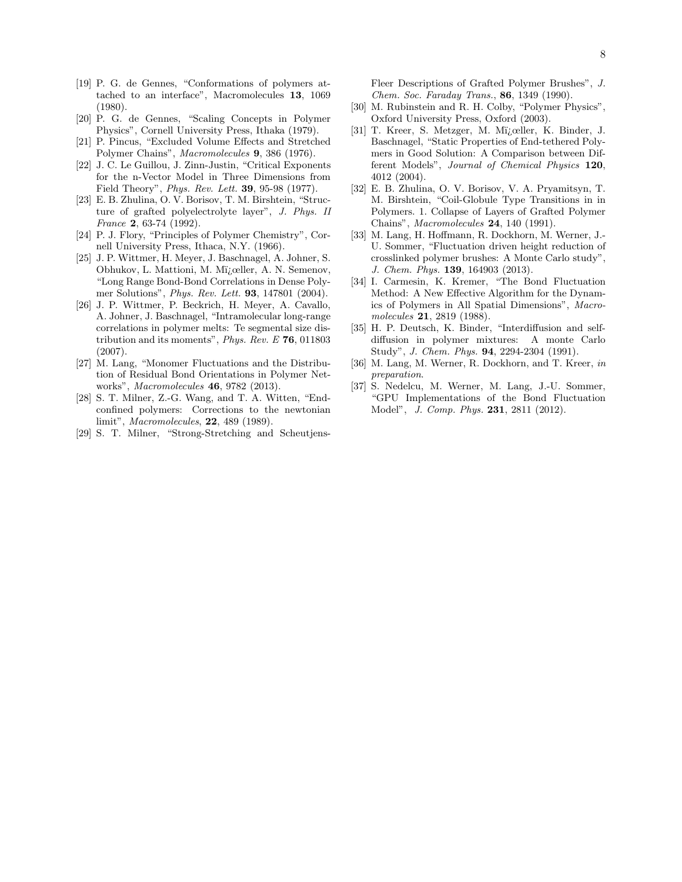[19] P. G. de Gennes, "Conformations of polymers attached to an interface", Macromolecules **13**, 1069 (1980).

[20] P. G. de Gennes, "Scaling Concepts in Polymer Physics", Cornell University Press, Ithaka (1979).

[21] P. Pincus, "Excluded Volume Effects and Stretched Polymer Chains", *Macromolecules* **9**, 386 (1976).

[22] J. C. Le Guillou, J. Zinn-Justin, "Critical Exponents for the n-Vector Model in Three Dimensions from Field Theory", *Phys. Rev. Lett.* **39**, 95-98 (1977).

[23] E. B. Zhulina, O. V. Borisov, T. M. Birshtein, "Structure of grafted polyelectrolyte layer", *J. Phys. II France* **2**, 63-74 (1992).

[24] P. J. Flory, "Principles of Polymer Chemistry", Cornell University Press, Ithaca, N.Y. (1966).

[25] J. P. Wittmer, H. Meyer, J. Baschnagel, A. Johner, S. Obhukov, L. Mattioni, M. Mï¿œller, A. N. Semenov, "Long Range Bond-Bond Correlations in Dense Polymer Solutions", *Phys. Rev. Lett.* **93**, 147801 (2004).

[26] J. P. Wittmer, P. Beckrich, H. Meyer, A. Cavallo, A. Johner, J. Baschnagel, "Intramolecular long-range correlations in polymer melts: Te segmental size distribution and its moments", *Phys. Rev. E* **76**, 011803 (2007).

[27] M. Lang, "Monomer Fluctuations and the Distribution of Residual Bond Orientations in Polymer Networks", *Macromolecules* **46**, 9782 (2013).

[28] S. T. Milner, Z.-G. Wang, and T. A. Witten, "End-confined polymers: Corrections to the newtonian limit", *Macromolecules*, **22**, 489 (1989).

[29] S. T. Milner, "Strong-Stretching and Scheutjens-Fleer Descriptions of Grafted Polymer Brushes", *J. Chem. Soc. Faraday Trans.*, **86**, 1349 (1990).

[30] M. Rubinstein and R. H. Colby, "Polymer Physics", Oxford University Press, Oxford (2003).

[31] T. Kreer, S. Metzger, M. Mï¿œller, K. Binder, J. Baschnagel, "Static Properties of End-tethered Polymers in Good Solution: A Comparison between Different Models", *Journal of Chemical Physics* **120**, 4012 (2004).

[32] E. B. Zhulina, O. V. Borisov, V. A. Pryamitsyn, T. M. Birshtein, "Coil-Globule Type Transitions in in Polymers. 1. Collapse of Layers of Grafted Polymer Chains", *Macromolecules* **24**, 140 (1991).

[33] M. Lang, H. Hoffmann, R. Dockhorn, M. Werner, J.-U. Sommer, "Fluctuation driven height reduction of crosslinked polymer brushes: A Monte Carlo study", *J. Chem. Phys.* **139**, 164903 (2013).

[34] I. Carmesin, K. Kremer, "The Bond Fluctuation Method: A New Effective Algorithm for the Dynamics of Polymers in All Spatial Dimensions", *Macromolecules* **21**, 2819 (1988).

[35] H. P. Deutsch, K. Binder, "Interdiffusion and self-diffusion in polymer mixtures: A monte Carlo Study", *J. Chem. Phys.* **94**, 2294-2304 (1991).

[36] M. Lang, M. Werner, R. Dockhorn, and T. Kreer, *in preparation*.

[37] S. Nedelcu, M. Werner, M. Lang, J.-U. Sommer, "GPU Implementations of the Bond Fluctuation Model", *J. Comp. Phys.* **231**, 2811 (2012).